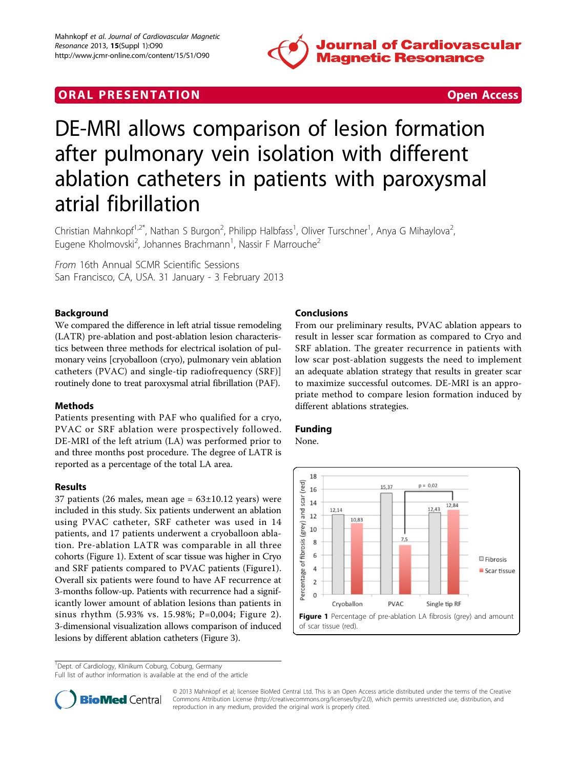ORAL PRESENTATION | Open Access

# DE-MRI allows comparison of lesion formation after pulmonary vein isolation with different ablation catheters in patients with paroxysmal atrial fibrillation

Christian Mahnkopf[1,2*], Nathan S Burgon[2], Philipp Halbfass[1], Oliver Turschner[1], Anya G Mihaylova[2], Eugene Kholmovski[2], Johannes Brachmann[1], Nassir F Marrouche[2]

*From* 16th Annual SCMR Scientific Sessions
San Francisco, CA, USA. 31 January - 3 February 2013

## Background

We compared the difference in left atrial tissue remodeling (LATR) pre-ablation and post-ablation lesion characteristics between three methods for electrical isolation of pulmonary veins [cryoballoon (cryo), pulmonary vein ablation catheters (PVAC) and single-tip radiofrequency (SRF)] routinely done to treat paroxysmal atrial fibrillation (PAF).

## Methods

Patients presenting with PAF who qualified for a cryo, PVAC or SRF ablation were prospectively followed. DE-MRI of the left atrium (LA) was performed prior to and three months post procedure. The degree of LATR is reported as a percentage of the total LA area.

## Results

37 patients (26 males, mean age = 63±10.12 years) were included in this study. Six patients underwent an ablation using PVAC catheter, SRF catheter was used in 14 patients, and 17 patients underwent a cryoballoon ablation. Pre-ablation LATR was comparable in all three cohorts (Figure 1). Extent of scar tissue was higher in Cryo and SRF patients compared to PVAC patients (Figure1). Overall six patients were found to have AF recurrence at 3-months follow-up. Patients with recurrence had a significantly lower amount of ablation lesions than patients in sinus rhythm (5.93% vs. 15.98%; P=0,004; Figure 2). 3-dimensional visualization allows comparison of induced lesions by different ablation catheters (Figure 3).

## Conclusions

From our preliminary results, PVAC ablation appears to result in lesser scar formation as compared to Cryo and SRF ablation. The greater recurrence in patients with low scar post-ablation suggests the need to implement an adequate ablation strategy that results in greater scar to maximize successful outcomes. DE-MRI is an appropriate method to compare lesion formation induced by different ablations strategies.

## Funding

None.

| | Fibrosis | Scar tissue |
|---|---|---|
| Cryoballon | 12,14 | 10,83 |
| PVAC | 15,37 | 7,5 |
| Single tip RF | 12,43 | 12,84 |

p = 0,02 (PVAC scar tissue vs. Single tip RF scar tissue)

**Figure 1** Percentage of pre-ablation LA fibrosis (grey) and amount of scar tissue (red).

[1]Dept. of Cardiology, Klinikum Coburg, Coburg, Germany
Full list of author information is available at the end of the article

© 2013 Mahnkopf et al; licensee BioMed Central Ltd. This is an Open Access article distributed under the terms of the Creative Commons Attribution License (http://creativecommons.org/licenses/by/2.0), which permits unrestricted use, distribution, and reproduction in any medium, provided the original work is properly cited.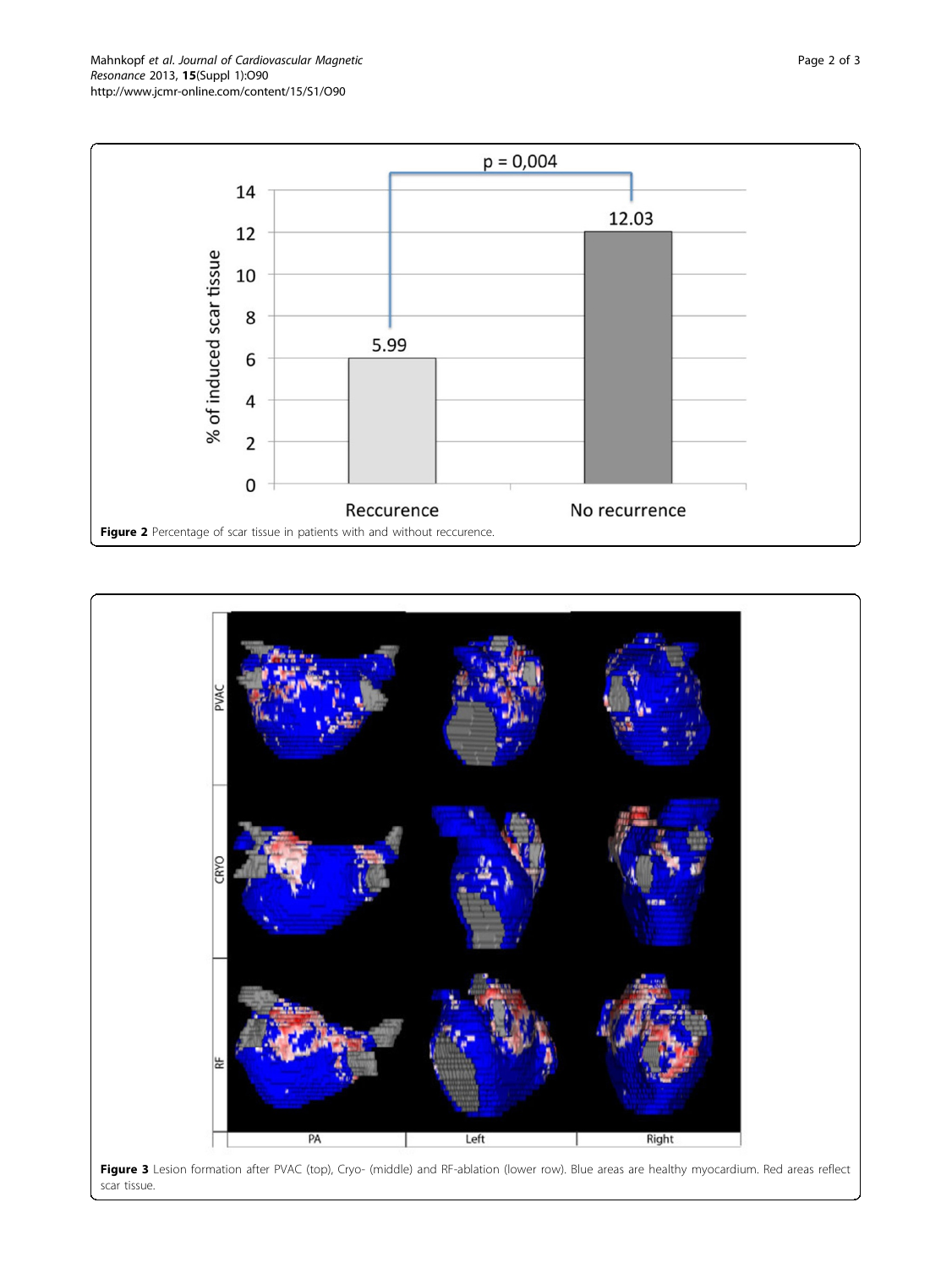**Figure 2** Percentage of scar tissue in patients with and without reccurence.

**Figure 3** Lesion formation after PVAC (top), Cryo- (middle) and RF-ablation (lower row). Blue areas are healthy myocardium. Red areas reflect scar tissue.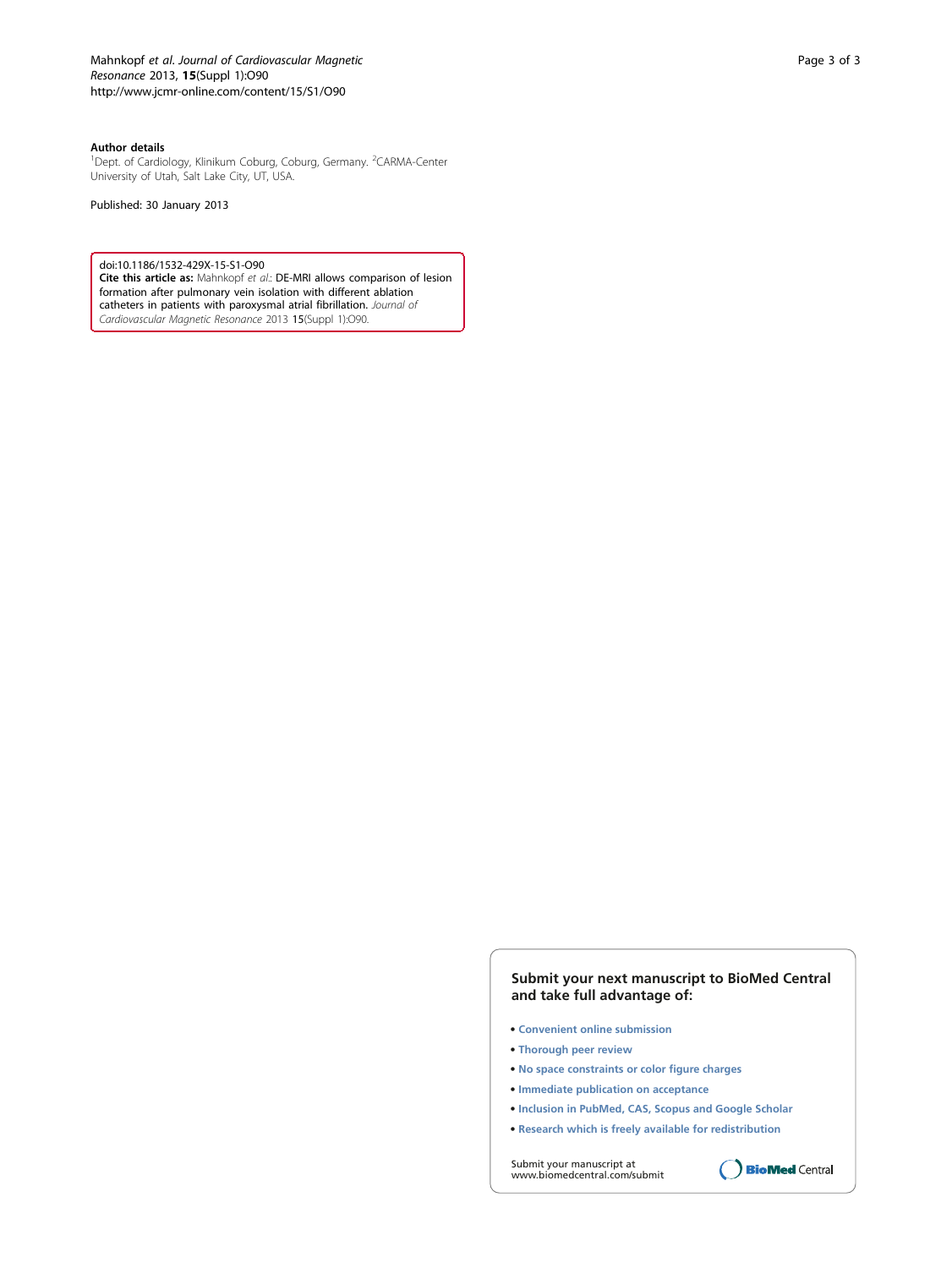**Author details**

[1]Dept. of Cardiology, Klinikum Coburg, Coburg, Germany. [2]CARMA-Center University of Utah, Salt Lake City, UT, USA.

Published: 30 January 2013

doi:10.1186/1532-429X-15-S1-O90

**Cite this article as:** Mahnkopf *et al.*: DE-MRI allows comparison of lesion formation after pulmonary vein isolation with different ablation catheters in patients with paroxysmal atrial fibrillation. *Journal of Cardiovascular Magnetic Resonance* 2013 **15**(Suppl 1):O90.

**Submit your next manuscript to BioMed Central and take full advantage of:**

- **Convenient online submission**
- **Thorough peer review**
- **No space constraints or color figure charges**
- **Immediate publication on acceptance**
- **Inclusion in PubMed, CAS, Scopus and Google Scholar**
- **Research which is freely available for redistribution**

Submit your manuscript at www.biomedcentral.com/submit

BioMed Central